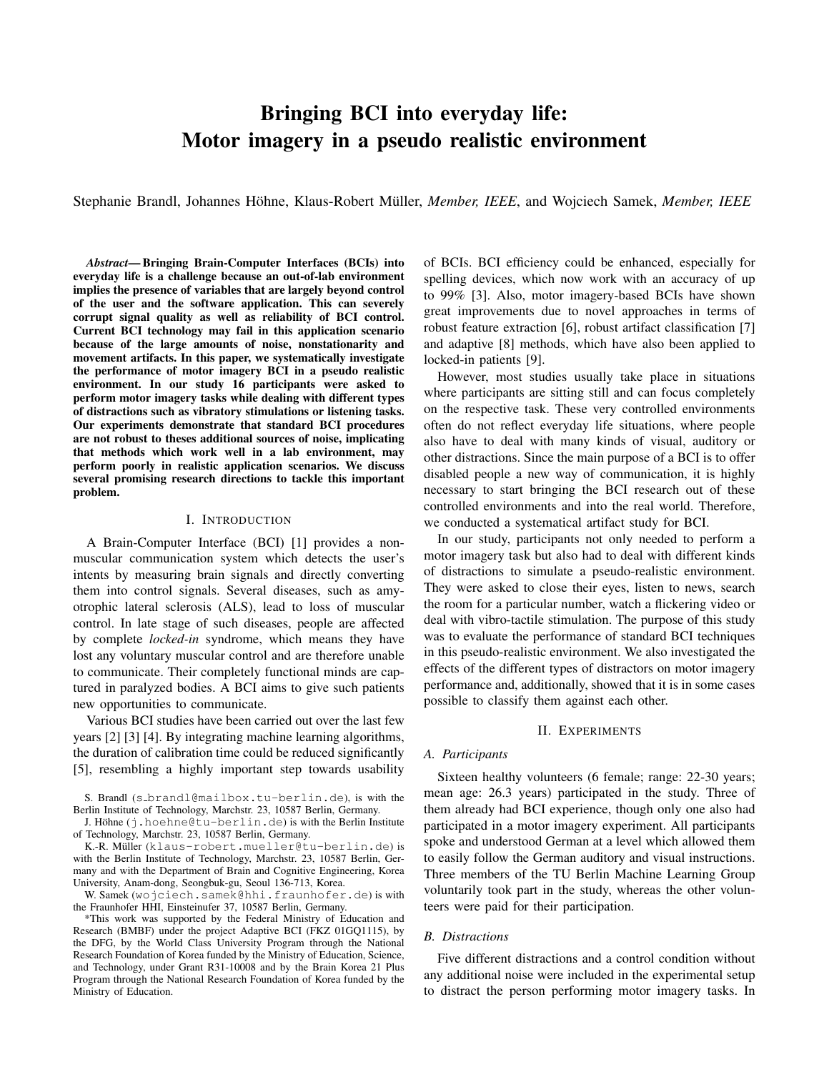# Bringing BCI into everyday life: Motor imagery in a pseudo realistic environment

Stephanie Brandl, Johannes Höhne, Klaus-Robert Müller, *Member, IEEE*, and Wojciech Samek, *Member, IEEE*

***Abstract*— Bringing Brain-Computer Interfaces (BCIs) into everyday life is a challenge because an out-of-lab environment implies the presence of variables that are largely beyond control of the user and the software application. This can severely corrupt signal quality as well as reliability of BCI control. Current BCI technology may fail in this application scenario because of the large amounts of noise, nonstationarity and movement artifacts. In this paper, we systematically investigate the performance of motor imagery BCI in a pseudo realistic environment. In our study 16 participants were asked to perform motor imagery tasks while dealing with different types of distractions such as vibratory stimulations or listening tasks. Our experiments demonstrate that standard BCI procedures are not robust to theses additional sources of noise, implicating that methods which work well in a lab environment, may perform poorly in realistic application scenarios. We discuss several promising research directions to tackle this important problem.**

## I. Introduction

A Brain-Computer Interface (BCI) [1] provides a non-muscular communication system which detects the user's intents by measuring brain signals and directly converting them into control signals. Several diseases, such as amyotrophic lateral sclerosis (ALS), lead to loss of muscular control. In late stage of such diseases, people are affected by complete *locked-in* syndrome, which means they have lost any voluntary muscular control and are therefore unable to communicate. Their completely functional minds are captured in paralyzed bodies. A BCI aims to give such patients new opportunities to communicate.

Various BCI studies have been carried out over the last few years [2] [3] [4]. By integrating machine learning algorithms, the duration of calibration time could be reduced significantly [5], resembling a highly important step towards usability of BCIs. BCI efficiency could be enhanced, especially for spelling devices, which now work with an accuracy of up to 99% [3]. Also, motor imagery-based BCIs have shown great improvements due to novel approaches in terms of robust feature extraction [6], robust artifact classification [7] and adaptive [8] methods, which have also been applied to locked-in patients [9].

However, most studies usually take place in situations where participants are sitting still and can focus completely on the respective task. These very controlled environments often do not reflect everyday life situations, where people also have to deal with many kinds of visual, auditory or other distractions. Since the main purpose of a BCI is to offer disabled people a new way of communication, it is highly necessary to start bringing the BCI research out of these controlled environments and into the real world. Therefore, we conducted a systematical artifact study for BCI.

In our study, participants not only needed to perform a motor imagery task but also had to deal with different kinds of distractions to simulate a pseudo-realistic environment. They were asked to close their eyes, listen to news, search the room for a particular number, watch a flickering video or deal with vibro-tactile stimulation. The purpose of this study was to evaluate the performance of standard BCI techniques in this pseudo-realistic environment. We also investigated the effects of the different types of distractors on motor imagery performance and, additionally, showed that it is in some cases possible to classify them against each other.

## II. Experiments

### A. Participants

Sixteen healthy volunteers (6 female; range: 22-30 years; mean age: 26.3 years) participated in the study. Three of them already had BCI experience, though only one also had participated in a motor imagery experiment. All participants spoke and understood German at a level which allowed them to easily follow the German auditory and visual instructions. Three members of the TU Berlin Machine Learning Group voluntarily took part in the study, whereas the other volunteers were paid for their participation.

### B. Distractions

Five different distractions and a control condition without any additional noise were included in the experimental setup to distract the person performing motor imagery tasks. In

---

S. Brandl (s_brandl@mailbox.tu-berlin.de), is with the Berlin Institute of Technology, Marchstr. 23, 10587 Berlin, Germany.

J. Höhne (j.hoehne@tu-berlin.de) is with the Berlin Institute of Technology, Marchstr. 23, 10587 Berlin, Germany.

K.-R. Müller (klaus-robert.mueller@tu-berlin.de) is with the Berlin Institute of Technology, Marchstr. 23, 10587 Berlin, Germany and with the Department of Brain and Cognitive Engineering, Korea University, Anam-dong, Seongbuk-gu, Seoul 136-713, Korea.

W. Samek (wojciech.samek@hhi.fraunhofer.de) is with the Fraunhofer HHI, Einsteinufer 37, 10587 Berlin, Germany.

*This work was supported by the Federal Ministry of Education and Research (BMBF) under the project Adaptive BCI (FKZ 01GQ1115), by the DFG, by the World Class University Program through the National Research Foundation of Korea funded by the Ministry of Education, Science, and Technology, under Grant R31-10008 and by the Brain Korea 21 Plus Program through the National Research Foundation of Korea funded by the Ministry of Education.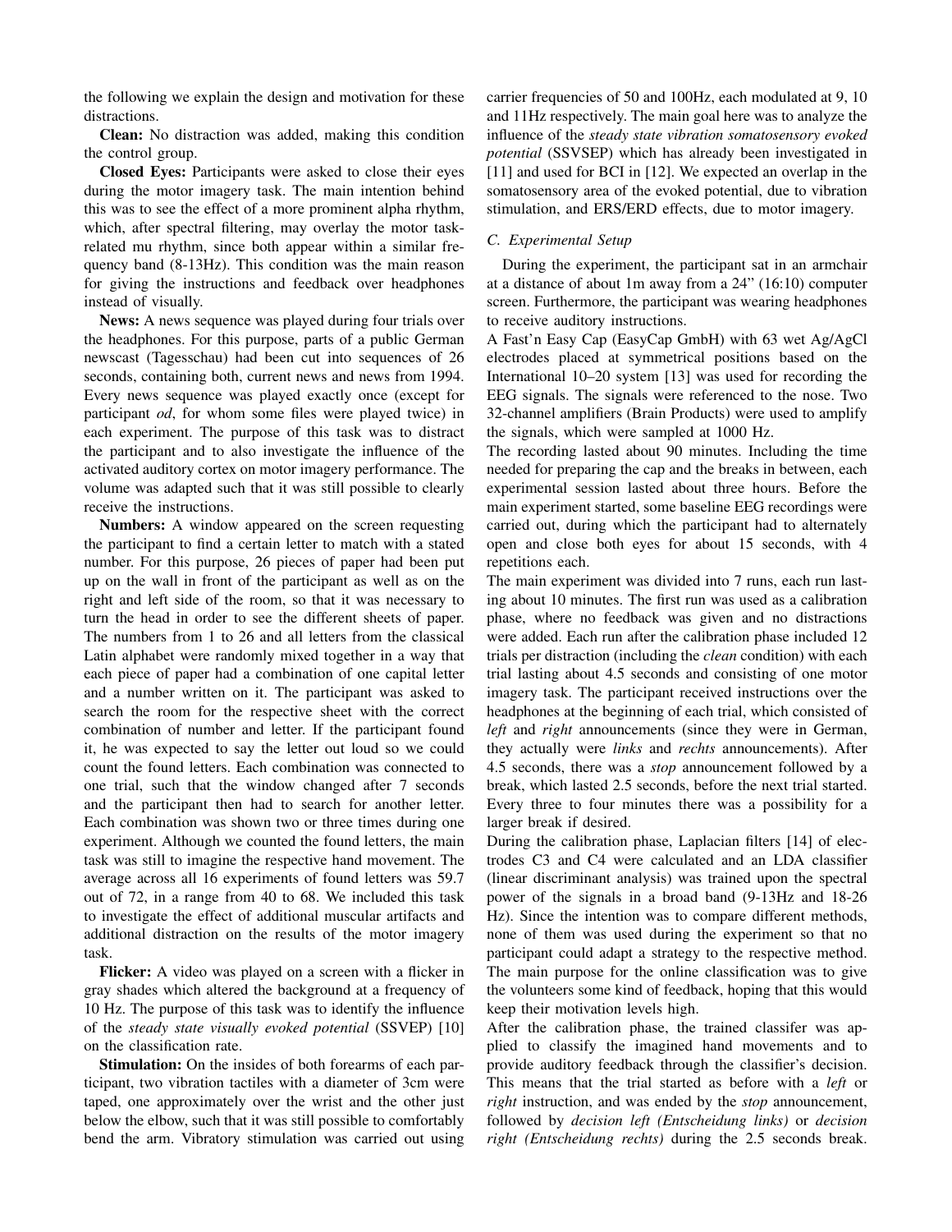the following we explain the design and motivation for these distractions.

**Clean:** No distraction was added, making this condition the control group.

**Closed Eyes:** Participants were asked to close their eyes during the motor imagery task. The main intention behind this was to see the effect of a more prominent alpha rhythm, which, after spectral filtering, may overlay the motor task-related mu rhythm, since both appear within a similar frequency band (8-13Hz). This condition was the main reason for giving the instructions and feedback over headphones instead of visually.

**News:** A news sequence was played during four trials over the headphones. For this purpose, parts of a public German newscast (Tagesschau) had been cut into sequences of 26 seconds, containing both, current news and news from 1994. Every news sequence was played exactly once (except for participant *od*, for whom some files were played twice) in each experiment. The purpose of this task was to distract the participant and to also investigate the influence of the activated auditory cortex on motor imagery performance. The volume was adapted such that it was still possible to clearly receive the instructions.

**Numbers:** A window appeared on the screen requesting the participant to find a certain letter to match with a stated number. For this purpose, 26 pieces of paper had been put up on the wall in front of the participant as well as on the right and left side of the room, so that it was necessary to turn the head in order to see the different sheets of paper. The numbers from 1 to 26 and all letters from the classical Latin alphabet were randomly mixed together in a way that each piece of paper had a combination of one capital letter and a number written on it. The participant was asked to search the room for the respective sheet with the correct combination of number and letter. If the participant found it, he was expected to say the letter out loud so we could count the found letters. Each combination was connected to one trial, such that the window changed after 7 seconds and the participant then had to search for another letter. Each combination was shown two or three times during one experiment. Although we counted the found letters, the main task was still to imagine the respective hand movement. The average across all 16 experiments of found letters was 59.7 out of 72, in a range from 40 to 68. We included this task to investigate the effect of additional muscular artifacts and additional distraction on the results of the motor imagery task.

**Flicker:** A video was played on a screen with a flicker in gray shades which altered the background at a frequency of 10 Hz. The purpose of this task was to identify the influence of the *steady state visually evoked potential* (SSVEP) [10] on the classification rate.

**Stimulation:** On the insides of both forearms of each participant, two vibration tactiles with a diameter of 3cm were taped, one approximately over the wrist and the other just below the elbow, such that it was still possible to comfortably bend the arm. Vibratory stimulation was carried out using carrier frequencies of 50 and 100Hz, each modulated at 9, 10 and 11Hz respectively. The main goal here was to analyze the influence of the *steady state vibration somatosensory evoked potential* (SSVSEP) which has already been investigated in [11] and used for BCI in [12]. We expected an overlap in the somatosensory area of the evoked potential, due to vibration stimulation, and ERS/ERD effects, due to motor imagery.

### C. Experimental Setup

During the experiment, the participant sat in an armchair at a distance of about 1m away from a 24" (16:10) computer screen. Furthermore, the participant was wearing headphones to receive auditory instructions.

A Fast'n Easy Cap (EasyCap GmbH) with 63 wet Ag/AgCl electrodes placed at symmetrical positions based on the International 10–20 system [13] was used for recording the EEG signals. The signals were referenced to the nose. Two 32-channel amplifiers (Brain Products) were used to amplify the signals, which were sampled at 1000 Hz.

The recording lasted about 90 minutes. Including the time needed for preparing the cap and the breaks in between, each experimental session lasted about three hours. Before the main experiment started, some baseline EEG recordings were carried out, during which the participant had to alternately open and close both eyes for about 15 seconds, with 4 repetitions each.

The main experiment was divided into 7 runs, each run lasting about 10 minutes. The first run was used as a calibration phase, where no feedback was given and no distractions were added. Each run after the calibration phase included 12 trials per distraction (including the *clean* condition) with each trial lasting about 4.5 seconds and consisting of one motor imagery task. The participant received instructions over the headphones at the beginning of each trial, which consisted of *left* and *right* announcements (since they were in German, they actually were *links* and *rechts* announcements). After 4.5 seconds, there was a *stop* announcement followed by a break, which lasted 2.5 seconds, before the next trial started. Every three to four minutes there was a possibility for a larger break if desired.

During the calibration phase, Laplacian filters [14] of electrodes C3 and C4 were calculated and an LDA classifier (linear discriminant analysis) was trained upon the spectral power of the signals in a broad band (9-13Hz and 18-26 Hz). Since the intention was to compare different methods, none of them was used during the experiment so that no participant could adapt a strategy to the respective method. The main purpose for the online classification was to give the volunteers some kind of feedback, hoping that this would keep their motivation levels high.

After the calibration phase, the trained classifer was applied to classify the imagined hand movements and to provide auditory feedback through the classifier's decision. This means that the trial started as before with a *left* or *right* instruction, and was ended by the *stop* announcement, followed by *decision left (Entscheidung links)* or *decision right (Entscheidung rechts)* during the 2.5 seconds break.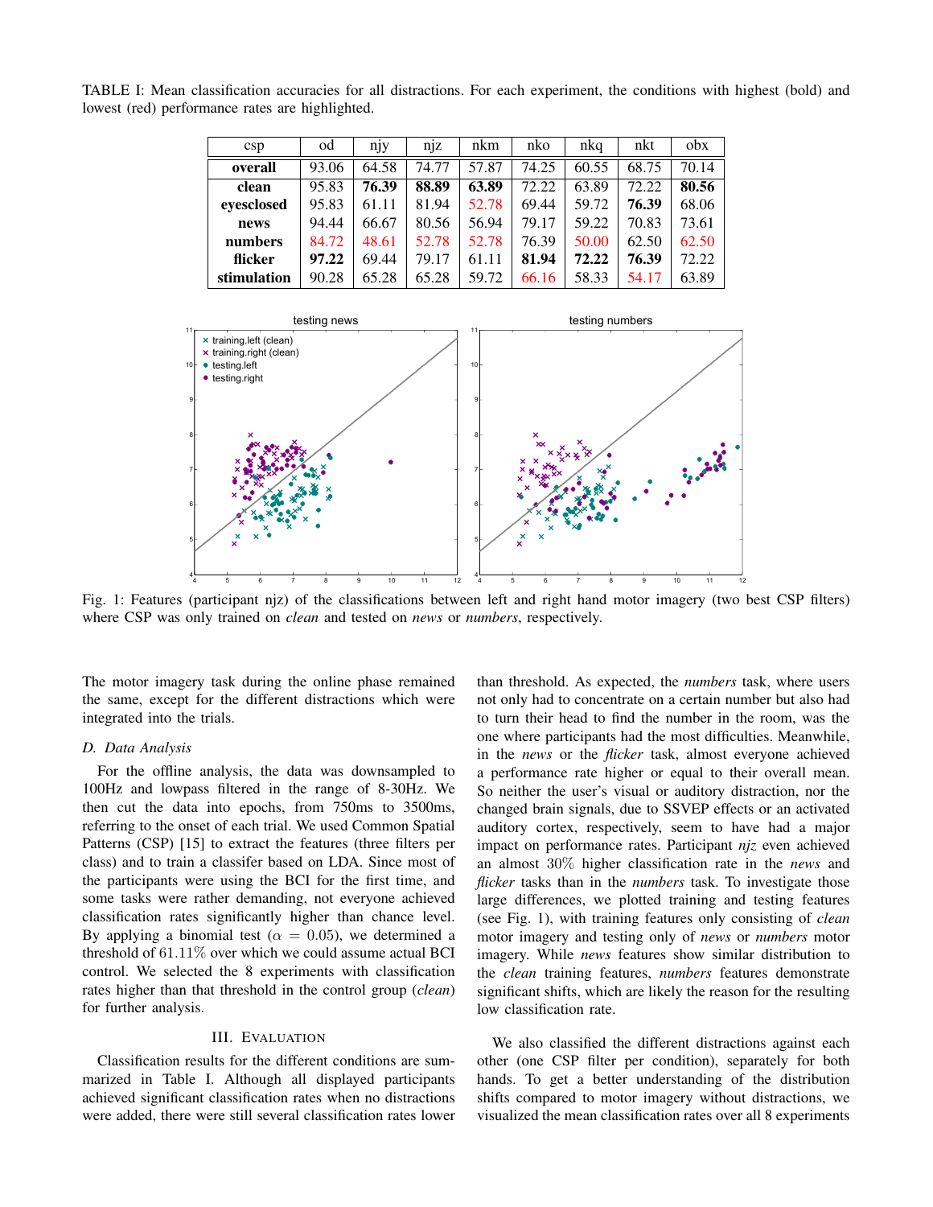TABLE I: Mean classification accuracies for all distractions. For each experiment, the conditions with highest (bold) and lowest (red) performance rates are highlighted.

| csp | od | njy | njz | nkm | nko | nkq | nkt | obx |
|---|---|---|---|---|---|---|---|---|
| **overall** | 93.06 | 64.58 | 74.77 | 57.87 | 74.25 | 60.55 | 68.75 | 70.14 |
| **clean** | 95.83 | **76.39** | **88.89** | **63.89** | 72.22 | 63.89 | 72.22 | **80.56** |
| **eyesclosed** | 95.83 | 61.11 | 81.94 | 52.78 | 69.44 | 59.72 | **76.39** | 68.06 |
| **news** | 94.44 | 66.67 | 80.56 | 56.94 | 79.17 | 59.22 | 70.83 | 73.61 |
| **numbers** | 84.72 | 48.61 | 52.78 | 52.78 | 76.39 | 50.00 | 62.50 | 62.50 |
| **flicker** | **97.22** | 69.44 | 79.17 | 61.11 | **81.94** | **72.22** | **76.39** | 72.22 |
| **stimulation** | 90.28 | 65.28 | 65.28 | 59.72 | 66.16 | 58.33 | 54.17 | 63.89 |

Fig. 1: Features (participant njz) of the classifications between left and right hand motor imagery (two best CSP filters) where CSP was only trained on *clean* and tested on *news* or *numbers*, respectively.

The motor imagery task during the online phase remained the same, except for the different distractions which were integrated into the trials.

### D. Data Analysis

For the offline analysis, the data was downsampled to 100Hz and lowpass filtered in the range of 8-30Hz. We then cut the data into epochs, from 750ms to 3500ms, referring to the onset of each trial. We used Common Spatial Patterns (CSP) [15] to extract the features (three filters per class) and to train a classifer based on LDA. Since most of the participants were using the BCI for the first time, and some tasks were rather demanding, not everyone achieved classification rates significantly higher than chance level. By applying a binomial test ($\alpha = 0.05$), we determined a threshold of $61.11\%$ over which we could assume actual BCI control. We selected the 8 experiments with classification rates higher than that threshold in the control group (*clean*) for further analysis.

## III. Evaluation

Classification results for the different conditions are summarized in Table I. Although all displayed participants achieved significant classification rates when no distractions were added, there were still several classification rates lower than threshold. As expected, the *numbers* task, where users not only had to concentrate on a certain number but also had to turn their head to find the number in the room, was the one where participants had the most difficulties. Meanwhile, in the *news* or the *flicker* task, almost everyone achieved a performance rate higher or equal to their overall mean. So neither the user's visual or auditory distraction, nor the changed brain signals, due to SSVEP effects or an activated auditory cortex, respectively, seem to have had a major impact on performance rates. Participant *njz* even achieved an almost $30\%$ higher classification rate in the *news* and *flicker* tasks than in the *numbers* task. To investigate those large differences, we plotted training and testing features (see Fig. 1), with training features only consisting of *clean* motor imagery and testing only of *news* or *numbers* motor imagery. While *news* features show similar distribution to the *clean* training features, *numbers* features demonstrate significant shifts, which are likely the reason for the resulting low classification rate.

We also classified the different distractions against each other (one CSP filter per condition), separately for both hands. To get a better understanding of the distribution shifts compared to motor imagery without distractions, we visualized the mean classification rates over all 8 experiments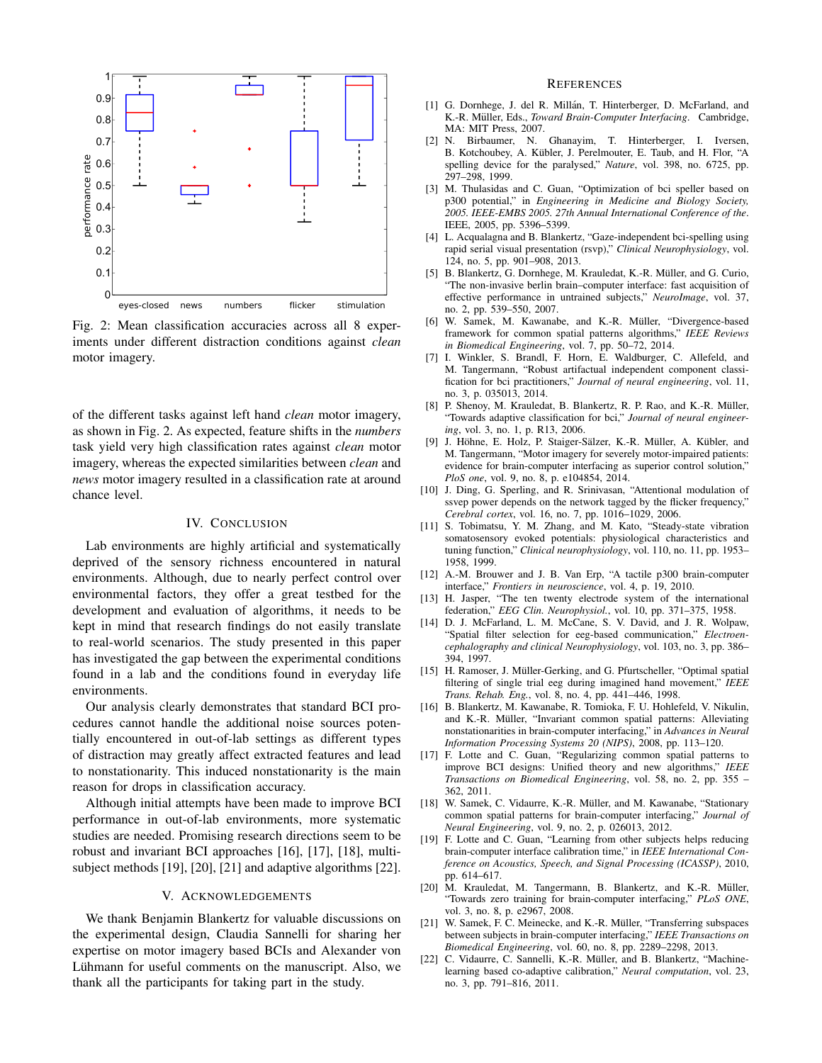1
0.9
0.8
0.7
0.6
0.5
0.4
0.3
0.2
0.1
0

performance rate

eyes-closed news numbers flicker stimulation

Fig. 2: Mean classification accuracies across all 8 experiments under different distraction conditions against *clean* motor imagery.

of the different tasks against left hand *clean* motor imagery, as shown in Fig. 2. As expected, feature shifts in the *numbers* task yield very high classification rates against *clean* motor imagery, whereas the expected similarities between *clean* and *news* motor imagery resulted in a classification rate at around chance level.

## IV. Conclusion

Lab environments are highly artificial and systematically deprived of the sensory richness encountered in natural environments. Although, due to nearly perfect control over environmental factors, they offer a great testbed for the development and evaluation of algorithms, it needs to be kept in mind that research findings do not easily translate to real-world scenarios. The study presented in this paper has investigated the gap between the experimental conditions found in a lab and the conditions found in everyday life environments.

Our analysis clearly demonstrates that standard BCI procedures cannot handle the additional noise sources potentially encountered in out-of-lab settings as different types of distraction may greatly affect extracted features and lead to nonstationarity. This induced nonstationarity is the main reason for drops in classification accuracy.

Although initial attempts have been made to improve BCI performance in out-of-lab environments, more systematic studies are needed. Promising research directions seem to be robust and invariant BCI approaches [16], [17], [18], multi-subject methods [19], [20], [21] and adaptive algorithms [22].

## V. Acknowledgements

We thank Benjamin Blankertz for valuable discussions on the experimental design, Claudia Sannelli for sharing her expertise on motor imagery based BCIs and Alexander von Lühmann for useful comments on the manuscript. Also, we thank all the participants for taking part in the study.

## References

[1] G. Dornhege, J. del R. Millán, T. Hinterberger, D. McFarland, and K.-R. Müller, Eds., *Toward Brain-Computer Interfacing*. Cambridge, MA: MIT Press, 2007.

[2] N. Birbaumer, N. Ghanayim, T. Hinterberger, I. Iversen, B. Kotchoubey, A. Kübler, J. Perelmouter, E. Taub, and H. Flor, "A spelling device for the paralysed," *Nature*, vol. 398, no. 6725, pp. 297–298, 1999.

[3] M. Thulasidas and C. Guan, "Optimization of bci speller based on p300 potential," in *Engineering in Medicine and Biology Society, 2005. IEEE-EMBS 2005. 27th Annual International Conference of the*. IEEE, 2005, pp. 5396–5399.

[4] L. Acqualagna and B. Blankertz, "Gaze-independent bci-spelling using rapid serial visual presentation (rsvp)," *Clinical Neurophysiology*, vol. 124, no. 5, pp. 901–908, 2013.

[5] B. Blankertz, G. Dornhege, M. Krauledat, K.-R. Müller, and G. Curio, "The non-invasive berlin brain–computer interface: fast acquisition of effective performance in untrained subjects," *NeuroImage*, vol. 37, no. 2, pp. 539–550, 2007.

[6] W. Samek, M. Kawanabe, and K.-R. Müller, "Divergence-based framework for common spatial patterns algorithms," *IEEE Reviews in Biomedical Engineering*, vol. 7, pp. 50–72, 2014.

[7] I. Winkler, S. Brandl, F. Horn, E. Waldburger, C. Allefeld, and M. Tangermann, "Robust artifactual independent component classification for bci practitioners," *Journal of neural engineering*, vol. 11, no. 3, p. 035013, 2014.

[8] P. Shenoy, M. Krauledat, B. Blankertz, R. P. Rao, and K.-R. Müller, "Towards adaptive classification for bci," *Journal of neural engineering*, vol. 3, no. 1, p. R13, 2006.

[9] J. Höhne, E. Holz, P. Staiger-Sälzer, K.-R. Müller, A. Kübler, and M. Tangermann, "Motor imagery for severely motor-impaired patients: evidence for brain-computer interfacing as superior control solution," *PloS one*, vol. 9, no. 8, p. e104854, 2014.

[10] J. Ding, G. Sperling, and R. Srinivasan, "Attentional modulation of ssvep power depends on the network tagged by the flicker frequency," *Cerebral cortex*, vol. 16, no. 7, pp. 1016–1029, 2006.

[11] S. Tobimatsu, Y. M. Zhang, and M. Kato, "Steady-state vibration somatosensory evoked potentials: physiological characteristics and tuning function," *Clinical neurophysiology*, vol. 110, no. 11, pp. 1953–1958, 1999.

[12] A.-M. Brouwer and J. B. Van Erp, "A tactile p300 brain-computer interface," *Frontiers in neuroscience*, vol. 4, p. 19, 2010.

[13] H. Jasper, "The ten twenty electrode system of the international federation," *EEG Clin. Neurophysiol.*, vol. 10, pp. 371–375, 1958.

[14] D. J. McFarland, L. M. McCane, S. V. David, and J. R. Wolpaw, "Spatial filter selection for eeg-based communication," *Electroencephalography and clinical Neurophysiology*, vol. 103, no. 3, pp. 386–394, 1997.

[15] H. Ramoser, J. Müller-Gerking, and G. Pfurtscheller, "Optimal spatial filtering of single trial eeg during imagined hand movement," *IEEE Trans. Rehab. Eng.*, vol. 8, no. 4, pp. 441–446, 1998.

[16] B. Blankertz, M. Kawanabe, R. Tomioka, F. U. Hohlefeld, V. Nikulin, and K.-R. Müller, "Invariant common spatial patterns: Alleviating nonstationarities in brain-computer interfacing," in *Advances in Neural Information Processing Systems 20 (NIPS)*, 2008, pp. 113–120.

[17] F. Lotte and C. Guan, "Regularizing common spatial patterns to improve BCI designs: Unified theory and new algorithms," *IEEE Transactions on Biomedical Engineering*, vol. 58, no. 2, pp. 355 – 362, 2011.

[18] W. Samek, C. Vidaurre, K.-R. Müller, and M. Kawanabe, "Stationary common spatial patterns for brain-computer interfacing," *Journal of Neural Engineering*, vol. 9, no. 2, p. 026013, 2012.

[19] F. Lotte and C. Guan, "Learning from other subjects helps reducing brain-computer interface calibration time," in *IEEE International Conference on Acoustics, Speech, and Signal Processing (ICASSP)*, 2010, pp. 614–617.

[20] M. Krauledat, M. Tangermann, B. Blankertz, and K.-R. Müller, "Towards zero training for brain-computer interfacing," *PLoS ONE*, vol. 3, no. 8, p. e2967, 2008.

[21] W. Samek, F. C. Meinecke, and K.-R. Müller, "Transferring subspaces between subjects in brain-computer interfacing," *IEEE Transactions on Biomedical Engineering*, vol. 60, no. 8, pp. 2289–2298, 2013.

[22] C. Vidaurre, C. Sannelli, K.-R. Müller, and B. Blankertz, "Machine-learning based co-adaptive calibration," *Neural computation*, vol. 23, no. 3, pp. 791–816, 2011.